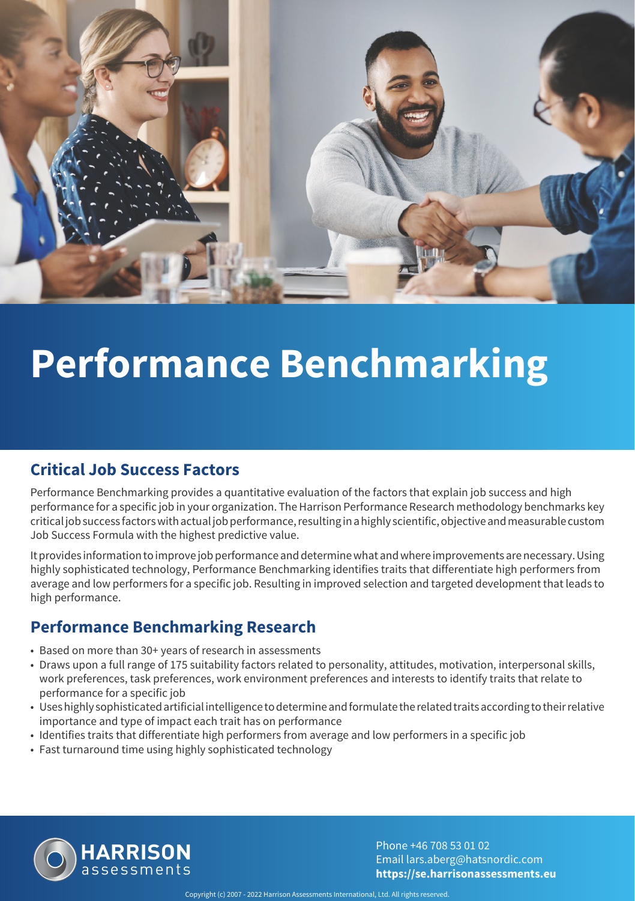# Performance Benchmarking

## Critical Job Success Factors

Performance Benchmarking provides a quantitative evaluation of the factors that explain job success and high performance for a specific job in your organization. The Harrison Performance Research methodology benchmarks key critical job success factors with actual job performance, resulting in a highly scientific, objective and measurable custom Job Success Formula with the highest predictive value.

It provides information to improve job performance and determine what and where improvements are necessary. Using highly sophisticated technology, Performance Benchmarking identifies traits that differentiate high performers from average and low performers for a specific job. Resulting in improved selection and targeted development that leads to high performance.

## Performance Benchmarking Research

- Based on more than 30+ years of research in assessments
- Draws upon a full range of 175 suitability factors related to personality, attitudes, motivation, interpersonal skills, work preferences, task preferences, work environment preferences and interests to identify traits that relate to performance for a specific job
- Uses highly sophisticated artificial intelligence to determine and formulate the related traits according to their relative importance and type of impact each trait has on performance
- Identifies traits that differentiate high performers from average and low performers in a specific job
- Fast turnaround time using highly sophisticated technology

**HARRISON** assessments

Phone +46 708 53 01 02
Email lars.aberg@hatsnordic.com
**https://se.harrisonassessments.eu**

Copyright (c) 2007 - 2022 Harrison Assessments International, Ltd. All rights reserved.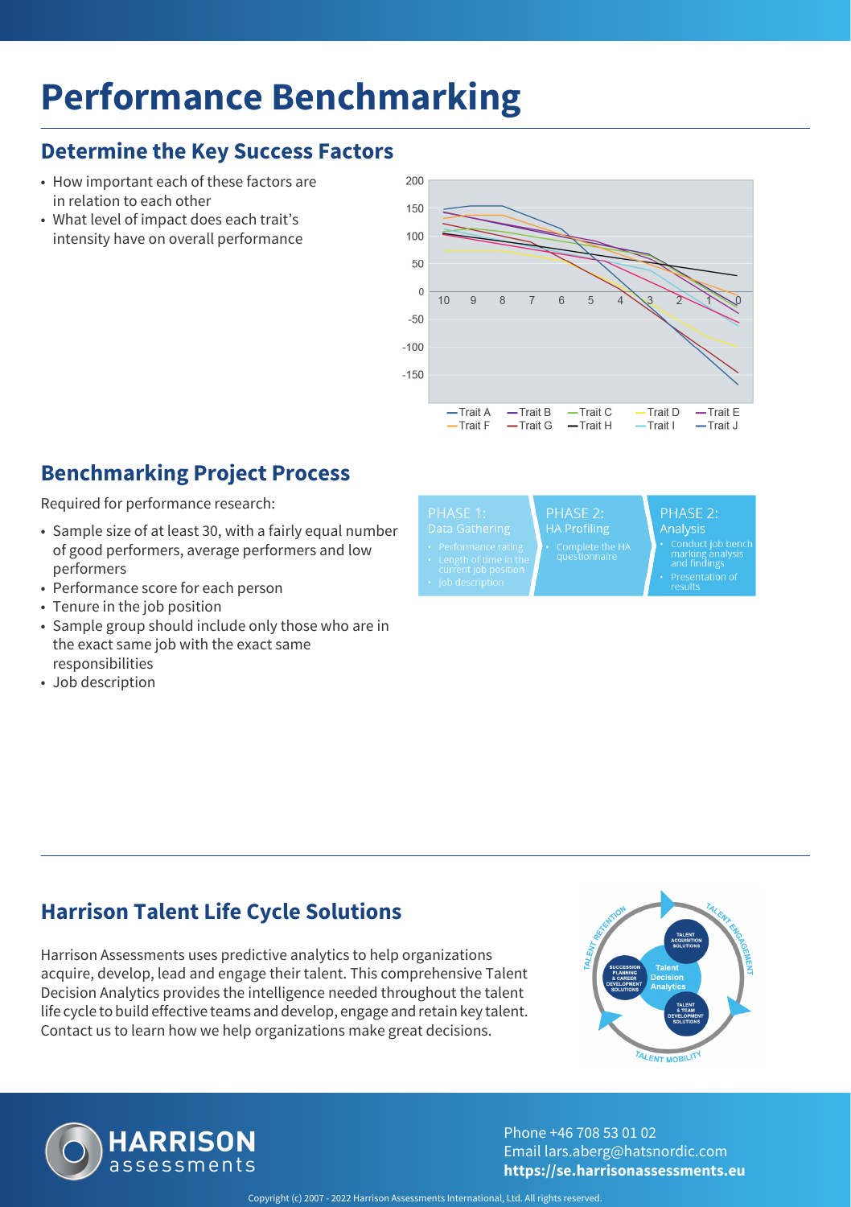# Performance Benchmarking

## Determine the Key Success Factors

- How important each of these factors are in relation to each other
- What level of impact does each trait's intensity have on overall performance

200
150
100
50
0
-50
-100
-150

10 9 8 7 6 5 4 3 2 1 0

Trait A, Trait B, Trait C, Trait D, Trait E, Trait F, Trait G, Trait H, Trait I, Trait J

## Benchmarking Project Process

Required for performance research:

- Sample size of at least 30, with a fairly equal number of good performers, average performers and low performers
- Performance score for each person
- Tenure in the job position
- Sample group should include only those who are in the exact same job with the exact same responsibilities
- Job description

PHASE 1: Data Gathering
- Performance rating
- Length of time in the current job position
- Job description

PHASE 2: HA Profiling
- Complete the HA questionnaire

PHASE 2: Analysis
- Conduct job bench marking analysis and findings
- Presentation of results

## Harrison Talent Life Cycle Solutions

Harrison Assessments uses predictive analytics to help organizations acquire, develop, lead and engage their talent. This comprehensive Talent Decision Analytics provides the intelligence needed throughout the talent life cycle to build effective teams and develop, engage and retain key talent. Contact us to learn how we help organizations make great decisions.

TALENT RETENTION
TALENT ENGAGEMENT
TALENT MOBILITY
TALENT ACQUISITION SOLUTIONS
SUCCESSION PLANNING & CAREER DEVELOPMENT SOLUTIONS
Talent Decision Analytics
TALENT & TEAM DEVELOPMENT SOLUTIONS

HARRISON assessments

Phone +46 708 53 01 02
Email lars.aberg@hatsnordic.com
**https://se.harrisonassessments.eu**

Copyright (c) 2007 - 2022 Harrison Assessments International, Ltd. All rights reserved.